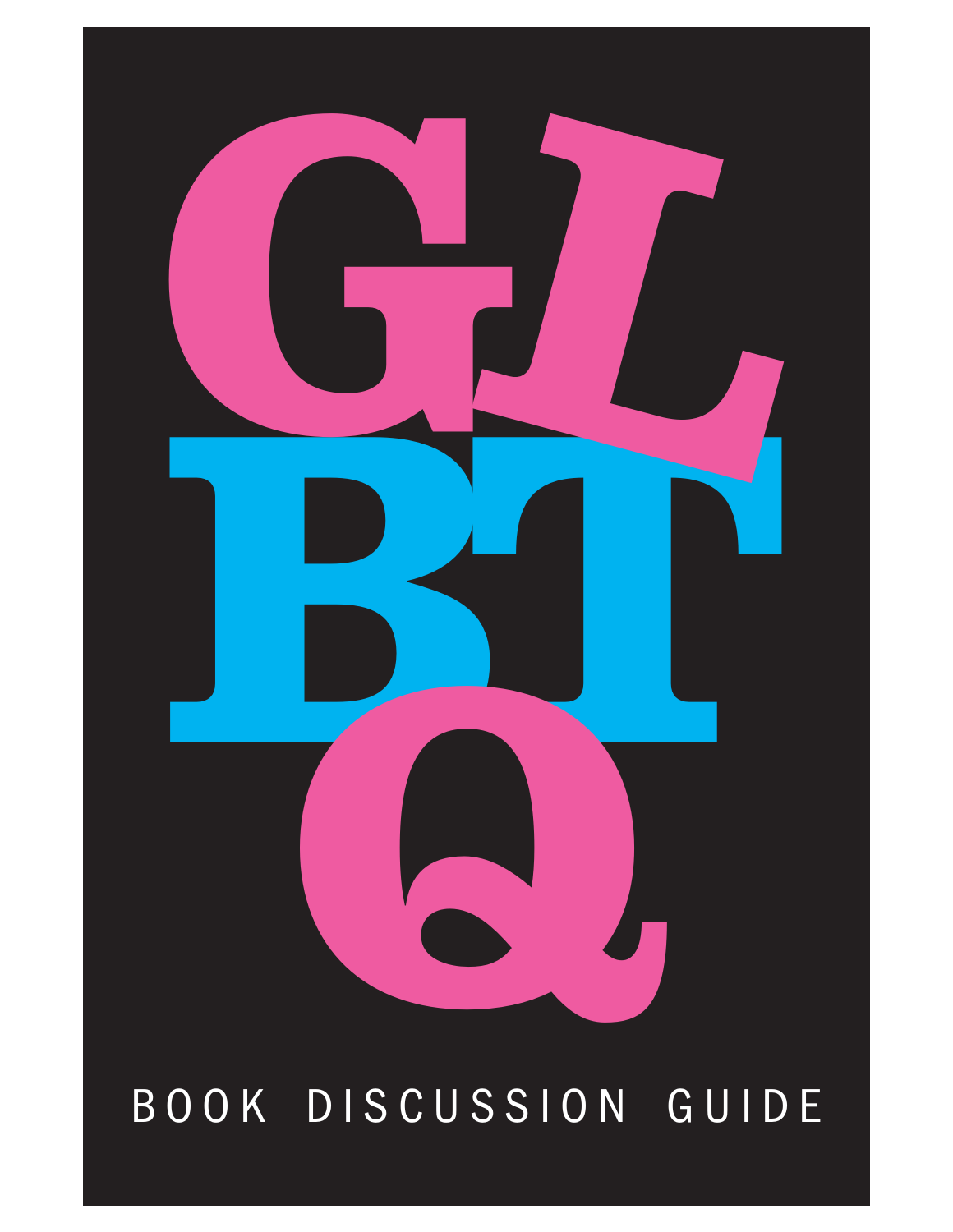# GLBTQ

## BOOK DISCUSSION GUIDE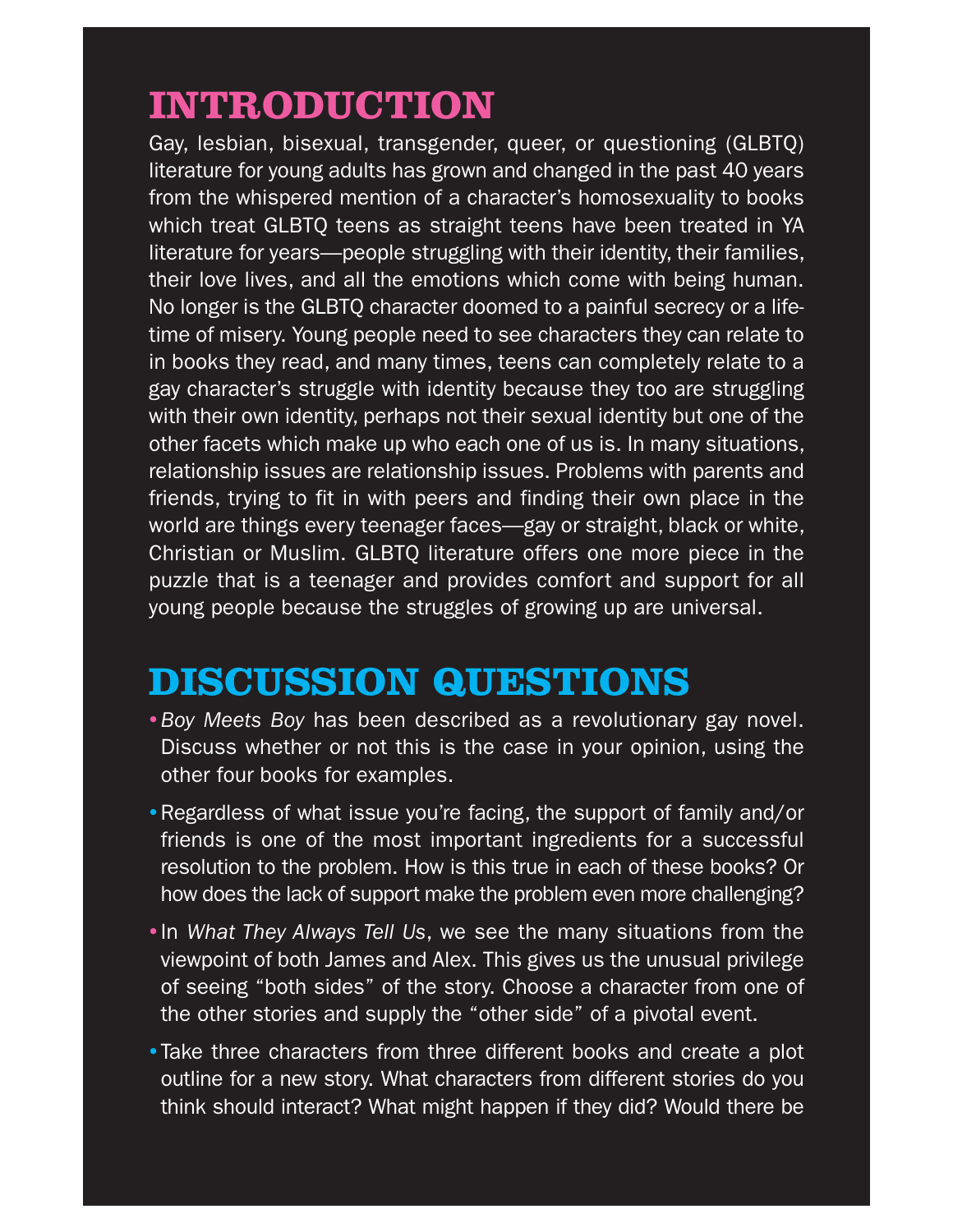## INTRODUCTION

Gay, lesbian, bisexual, transgender, queer, or questioning (GLBTQ) literature for young adults has grown and changed in the past 40 years from the whispered mention of a character's homosexuality to books which treat GLBTQ teens as straight teens have been treated in YA literature for years—people struggling with their identity, their families, their love lives, and all the emotions which come with being human. No longer is the GLBTQ character doomed to a painful secrecy or a lifetime of misery. Young people need to see characters they can relate to in books they read, and many times, teens can completely relate to a gay character's struggle with identity because they too are struggling with their own identity, perhaps not their sexual identity but one of the other facets which make up who each one of us is. In many situations, relationship issues are relationship issues. Problems with parents and friends, trying to fit in with peers and finding their own place in the world are things every teenager faces—gay or straight, black or white, Christian or Muslim. GLBTQ literature offers one more piece in the puzzle that is a teenager and provides comfort and support for all young people because the struggles of growing up are universal.

## DISCUSSION QUESTIONS

- *Boy Meets Boy* has been described as a revolutionary gay novel. Discuss whether or not this is the case in your opinion, using the other four books for examples.
- Regardless of what issue you're facing, the support of family and/or friends is one of the most important ingredients for a successful resolution to the problem. How is this true in each of these books? Or how does the lack of support make the problem even more challenging?
- In *What They Always Tell Us*, we see the many situations from the viewpoint of both James and Alex. This gives us the unusual privilege of seeing "both sides" of the story. Choose a character from one of the other stories and supply the "other side" of a pivotal event.
- Take three characters from three different books and create a plot outline for a new story. What characters from different stories do you think should interact? What might happen if they did? Would there be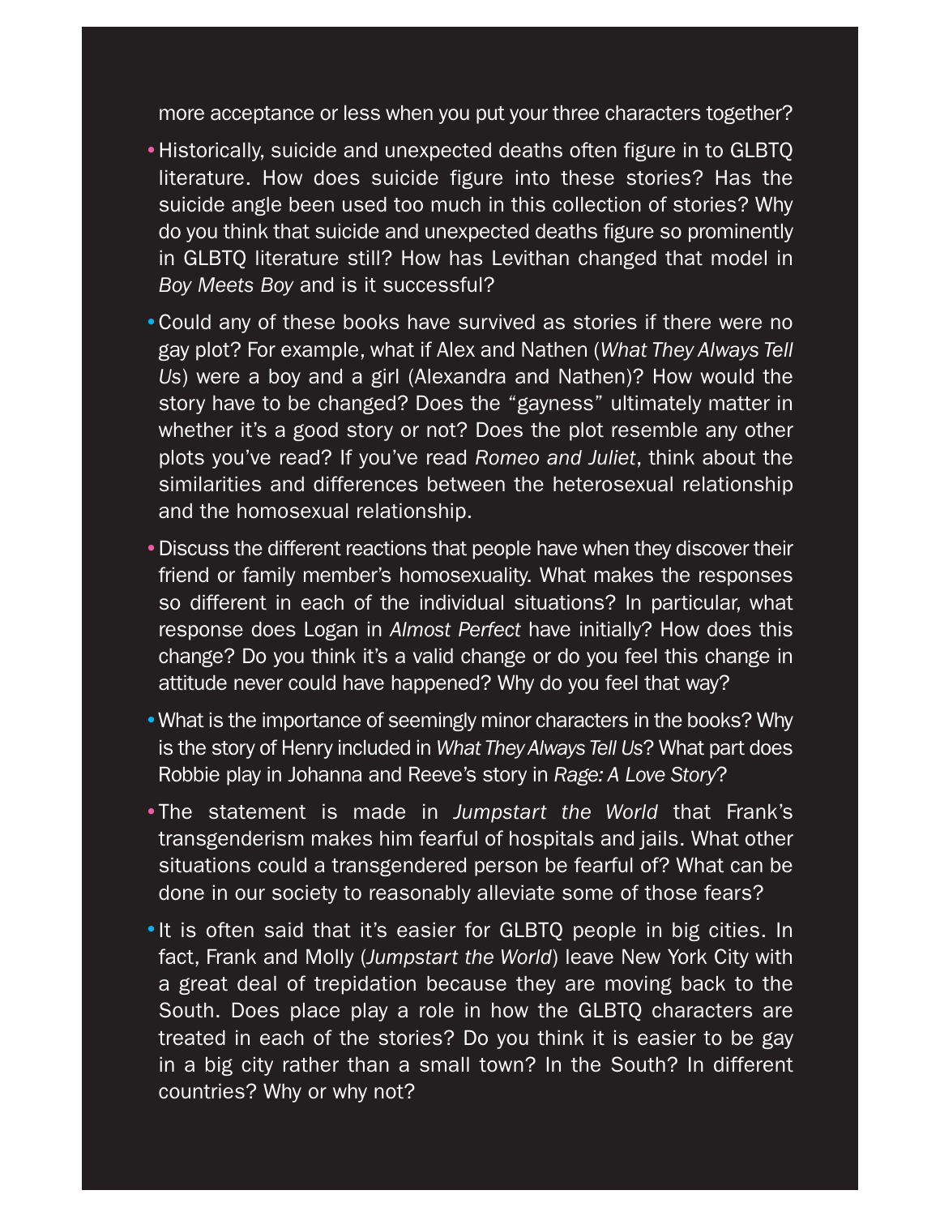more acceptance or less when you put your three characters together?

- Historically, suicide and unexpected deaths often figure in to GLBTQ literature. How does suicide figure into these stories? Has the suicide angle been used too much in this collection of stories? Why do you think that suicide and unexpected deaths figure so prominently in GLBTQ literature still? How has Levithan changed that model in *Boy Meets Boy* and is it successful?
- Could any of these books have survived as stories if there were no gay plot? For example, what if Alex and Nathen (*What They Always Tell Us*) were a boy and a girl (Alexandra and Nathen)? How would the story have to be changed? Does the "gayness" ultimately matter in whether it's a good story or not? Does the plot resemble any other plots you've read? If you've read *Romeo and Juliet*, think about the similarities and differences between the heterosexual relationship and the homosexual relationship.
- Discuss the different reactions that people have when they discover their friend or family member's homosexuality. What makes the responses so different in each of the individual situations? In particular, what response does Logan in *Almost Perfect* have initially? How does this change? Do you think it's a valid change or do you feel this change in attitude never could have happened? Why do you feel that way?
- What is the importance of seemingly minor characters in the books? Why is the story of Henry included in *What They Always Tell Us*? What part does Robbie play in Johanna and Reeve's story in *Rage: A Love Story*?
- The statement is made in *Jumpstart the World* that Frank's transgenderism makes him fearful of hospitals and jails. What other situations could a transgendered person be fearful of? What can be done in our society to reasonably alleviate some of those fears?
- It is often said that it's easier for GLBTQ people in big cities. In fact, Frank and Molly (*Jumpstart the World*) leave New York City with a great deal of trepidation because they are moving back to the South. Does place play a role in how the GLBTQ characters are treated in each of the stories? Do you think it is easier to be gay in a big city rather than a small town? In the South? In different countries? Why or why not?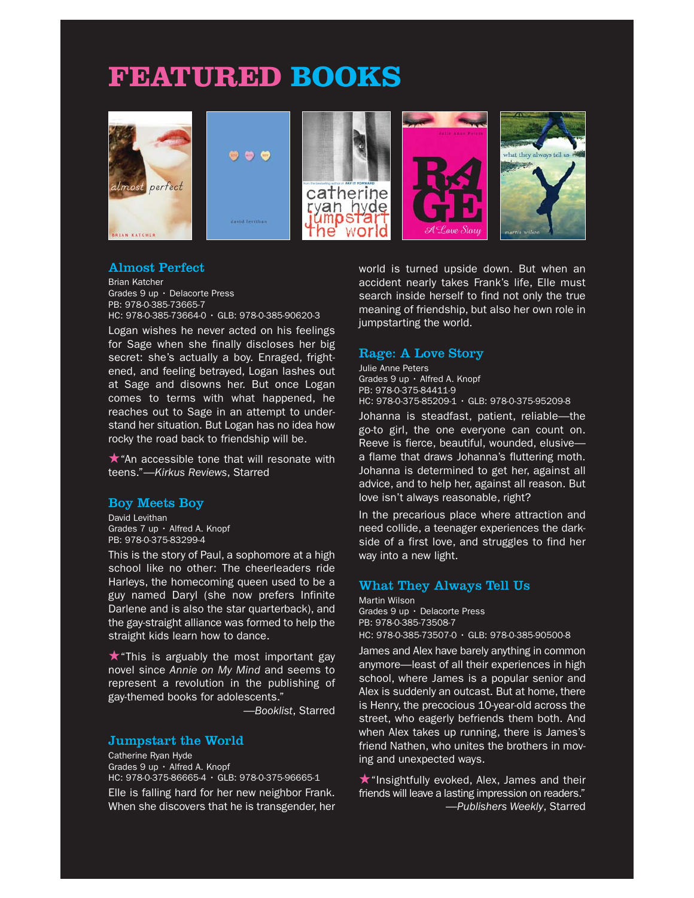# FEATURED BOOKS

## Almost Perfect

Brian Katcher
Grades 9 up • Delacorte Press
PB: 978-0-385-73665-7
HC: 978-0-385-73664-0 • GLB: 978-0-385-90620-3

Logan wishes he never acted on his feelings for Sage when she finally discloses her big secret: she's actually a boy. Enraged, frightened, and feeling betrayed, Logan lashes out at Sage and disowns her. But once Logan comes to terms with what happened, he reaches out to Sage in an attempt to understand her situation. But Logan has no idea how rocky the road back to friendship will be.

★"An accessible tone that will resonate with teens."—*Kirkus Reviews*, Starred

## Boy Meets Boy

David Levithan
Grades 7 up • Alfred A. Knopf
PB: 978-0-375-83299-4

This is the story of Paul, a sophomore at a high school like no other: The cheerleaders ride Harleys, the homecoming queen used to be a guy named Daryl (she now prefers Infinite Darlene and is also the star quarterback), and the gay-straight alliance was formed to help the straight kids learn how to dance.

★"This is arguably the most important gay novel since *Annie on My Mind* and seems to represent a revolution in the publishing of gay-themed books for adolescents."
—*Booklist*, Starred

## Jumpstart the World

Catherine Ryan Hyde
Grades 9 up • Alfred A. Knopf
HC: 978-0-375-86665-4 • GLB: 978-0-375-96665-1

Elle is falling hard for her new neighbor Frank. When she discovers that he is transgender, her world is turned upside down. But when an accident nearly takes Frank's life, Elle must search inside herself to find not only the true meaning of friendship, but also her own role in jumpstarting the world.

## Rage: A Love Story

Julie Anne Peters
Grades 9 up • Alfred A. Knopf
PB: 978-0-375-84411-9
HC: 978-0-375-85209-1 • GLB: 978-0-375-95209-8

Johanna is steadfast, patient, reliable—the go-to girl, the one everyone can count on. Reeve is fierce, beautiful, wounded, elusive—a flame that draws Johanna's fluttering moth. Johanna is determined to get her, against all advice, and to help her, against all reason. But love isn't always reasonable, right?

In the precarious place where attraction and need collide, a teenager experiences the dark-side of a first love, and struggles to find her way into a new light.

## What They Always Tell Us

Martin Wilson
Grades 9 up • Delacorte Press
PB: 978-0-385-73508-7
HC: 978-0-385-73507-0 • GLB: 978-0-385-90500-8

James and Alex have barely anything in common anymore—least of all their experiences in high school, where James is a popular senior and Alex is suddenly an outcast. But at home, there is Henry, the precocious 10-year-old across the street, who eagerly befriends them both. And when Alex takes up running, there is James's friend Nathen, who unites the brothers in moving and unexpected ways.

★"Insightfully evoked, Alex, James and their friends will leave a lasting impression on readers."
—*Publishers Weekly*, Starred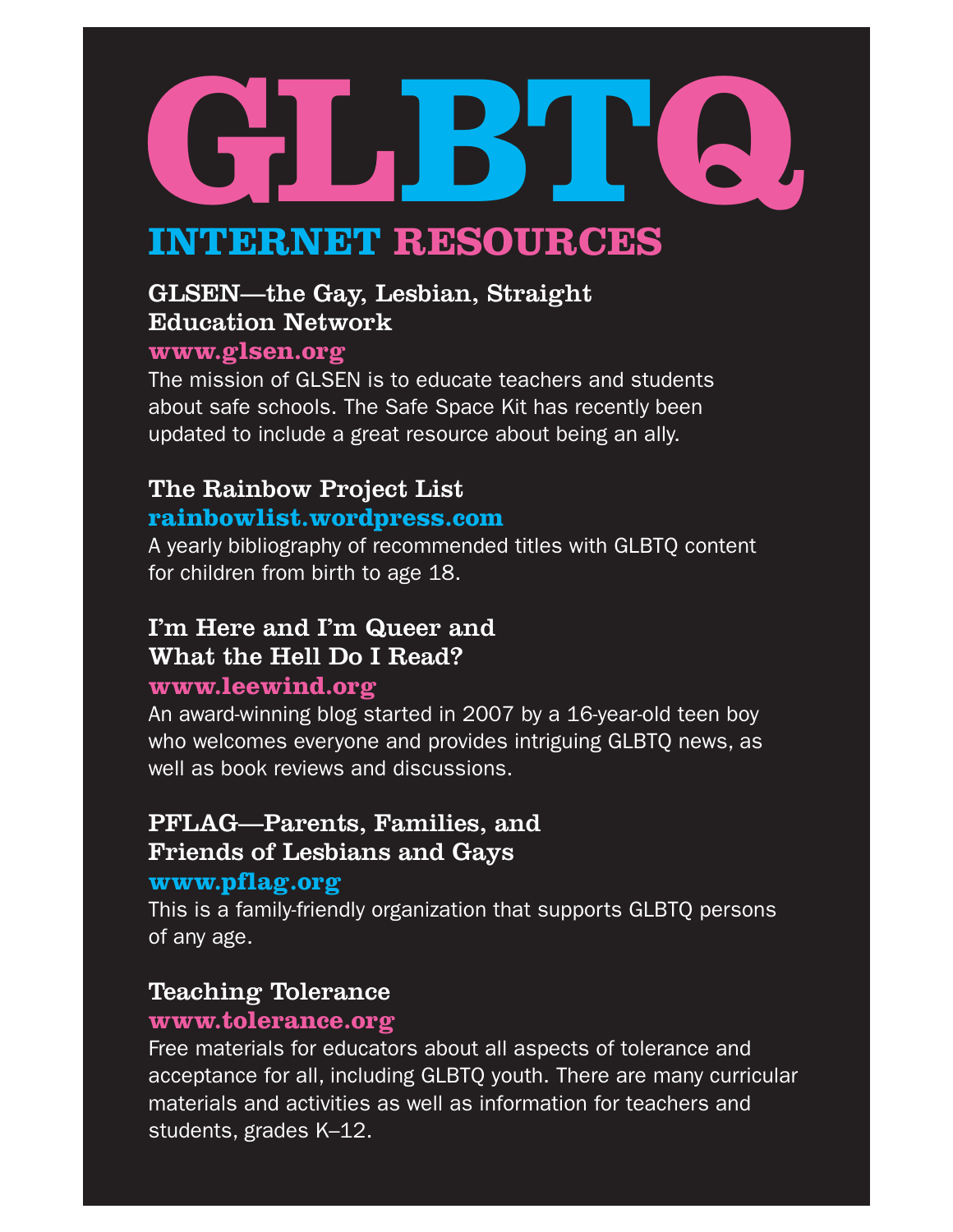# GLBTQ

## INTERNET RESOURCES

### GLSEN—the Gay, Lesbian, Straight Education Network

**www.glsen.org**

The mission of GLSEN is to educate teachers and students about safe schools. The Safe Space Kit has recently been updated to include a great resource about being an ally.

### The Rainbow Project List

**rainbowlist.wordpress.com**

A yearly bibliography of recommended titles with GLBTQ content for children from birth to age 18.

### I'm Here and I'm Queer and What the Hell Do I Read?

**www.leewind.org**

An award-winning blog started in 2007 by a 16-year-old teen boy who welcomes everyone and provides intriguing GLBTQ news, as well as book reviews and discussions.

### PFLAG—Parents, Families, and Friends of Lesbians and Gays

**www.pflag.org**

This is a family-friendly organization that supports GLBTQ persons of any age.

### Teaching Tolerance

**www.tolerance.org**

Free materials for educators about all aspects of tolerance and acceptance for all, including GLBTQ youth. There are many curricular materials and activities as well as information for teachers and students, grades K–12.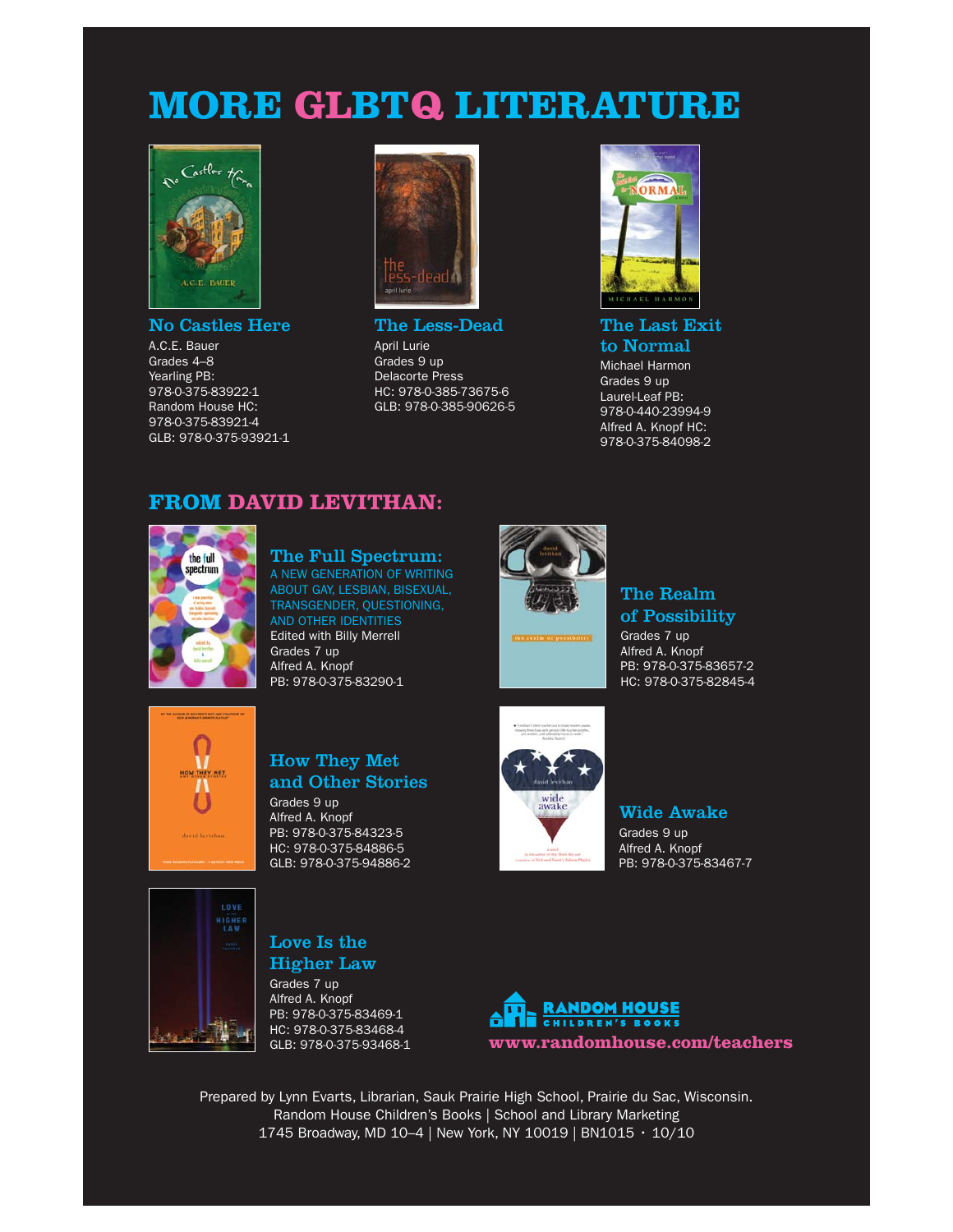# MORE GLBTQ LITERATURE

### No Castles Here

A.C.E. Bauer
Grades 4–8
Yearling PB:
978-0-375-83922-1
Random House HC:
978-0-375-83921-4
GLB: 978-0-375-93921-1

### The Less-Dead

April Lurie
Grades 9 up
Delacorte Press
HC: 978-0-385-73675-6
GLB: 978-0-385-90626-5

### The Last Exit to Normal

Michael Harmon
Grades 9 up
Laurel-Leaf PB:
978-0-440-23994-9
Alfred A. Knopf HC:
978-0-375-84098-2

## FROM DAVID LEVITHAN:

### The Full Spectrum: A NEW GENERATION OF WRITING ABOUT GAY, LESBIAN, BISEXUAL, TRANSGENDER, QUESTIONING, AND OTHER IDENTITIES

Edited with Billy Merrell
Grades 7 up
Alfred A. Knopf
PB: 978-0-375-83290-1

### The Realm of Possibility

Grades 7 up
Alfred A. Knopf
PB: 978-0-375-83657-2
HC: 978-0-375-82845-4

### How They Met and Other Stories

Grades 9 up
Alfred A. Knopf
PB: 978-0-375-84323-5
HC: 978-0-375-84886-5
GLB: 978-0-375-94886-2

### Wide Awake

Grades 9 up
Alfred A. Knopf
PB: 978-0-375-83467-7

### Love Is the Higher Law

Grades 7 up
Alfred A. Knopf
PB: 978-0-375-83469-1
HC: 978-0-375-83468-4
GLB: 978-0-375-93468-1

RANDOM HOUSE CHILDREN'S BOOKS
www.randomhouse.com/teachers

Prepared by Lynn Evarts, Librarian, Sauk Prairie High School, Prairie du Sac, Wisconsin.
Random House Children's Books | School and Library Marketing
1745 Broadway, MD 10–4 | New York, NY 10019 | BN1015 · 10/10